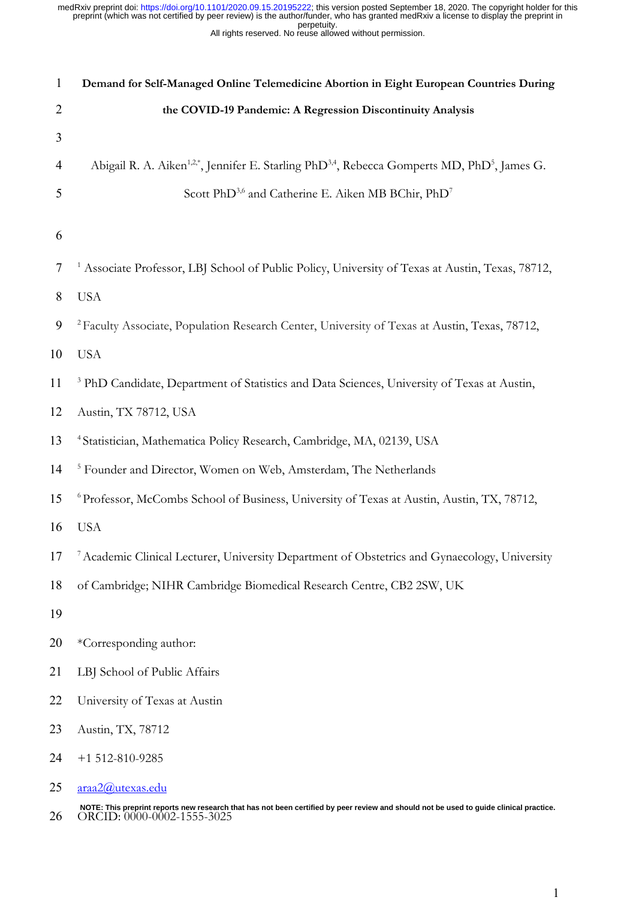# Demand for Self-Managed Online Telemedicine Abortion in Eight European Countries During the COVID-19 Pandemic: A Regression Discontinuity Analysis

Abigail R. A. Aiken[1,2,*], Jennifer E. Starling PhD[3,4], Rebecca Gomperts MD, PhD[5], James G. Scott PhD[3,6] and Catherine E. Aiken MB BChir, PhD[7]

[1] Associate Professor, LBJ School of Public Policy, University of Texas at Austin, Texas, 78712, USA

[2] Faculty Associate, Population Research Center, University of Texas at Austin, Texas, 78712, USA

[3] PhD Candidate, Department of Statistics and Data Sciences, University of Texas at Austin, Austin, TX 78712, USA

[4] Statistician, Mathematica Policy Research, Cambridge, MA, 02139, USA

[5] Founder and Director, Women on Web, Amsterdam, The Netherlands

[6] Professor, McCombs School of Business, University of Texas at Austin, Austin, TX, 78712, USA

[7] Academic Clinical Lecturer, University Department of Obstetrics and Gynaecology, University of Cambridge; NIHR Cambridge Biomedical Research Centre, CB2 2SW, UK

*Corresponding author:

LBJ School of Public Affairs

University of Texas at Austin

Austin, TX, 78712

+1 512-810-9285

araa2@utexas.edu

ORCID: 0000-0002-1555-3025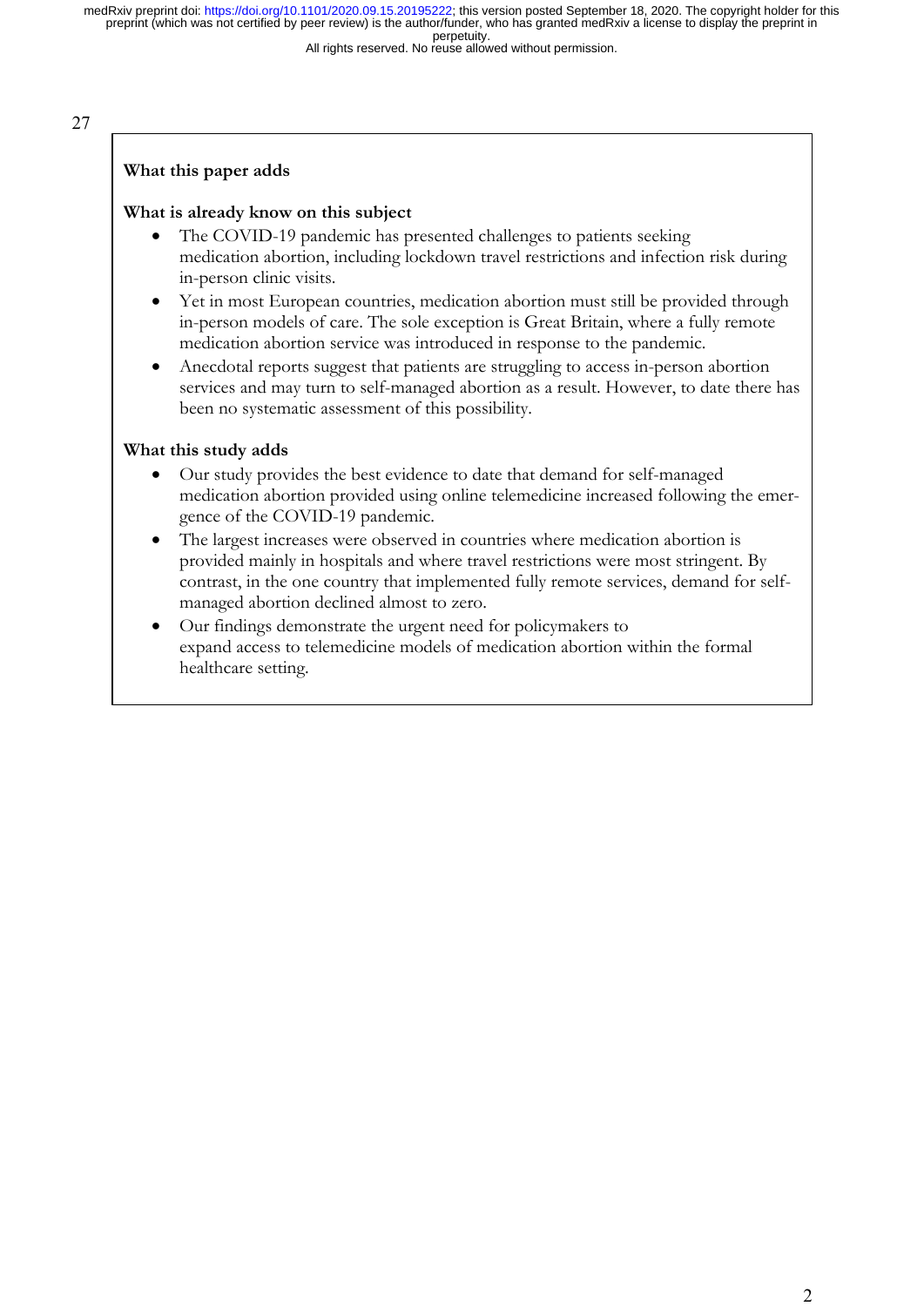## What this paper adds

### What is already know on this subject

- The COVID-19 pandemic has presented challenges to patients seeking medication abortion, including lockdown travel restrictions and infection risk during in-person clinic visits.
- Yet in most European countries, medication abortion must still be provided through in-person models of care. The sole exception is Great Britain, where a fully remote medication abortion service was introduced in response to the pandemic.
- Anecdotal reports suggest that patients are struggling to access in-person abortion services and may turn to self-managed abortion as a result. However, to date there has been no systematic assessment of this possibility.

### What this study adds

- Our study provides the best evidence to date that demand for self-managed medication abortion provided using online telemedicine increased following the emergence of the COVID-19 pandemic.
- The largest increases were observed in countries where medication abortion is provided mainly in hospitals and where travel restrictions were most stringent. By contrast, in the one country that implemented fully remote services, demand for self-managed abortion declined almost to zero.
- Our findings demonstrate the urgent need for policymakers to expand access to telemedicine models of medication abortion within the formal healthcare setting.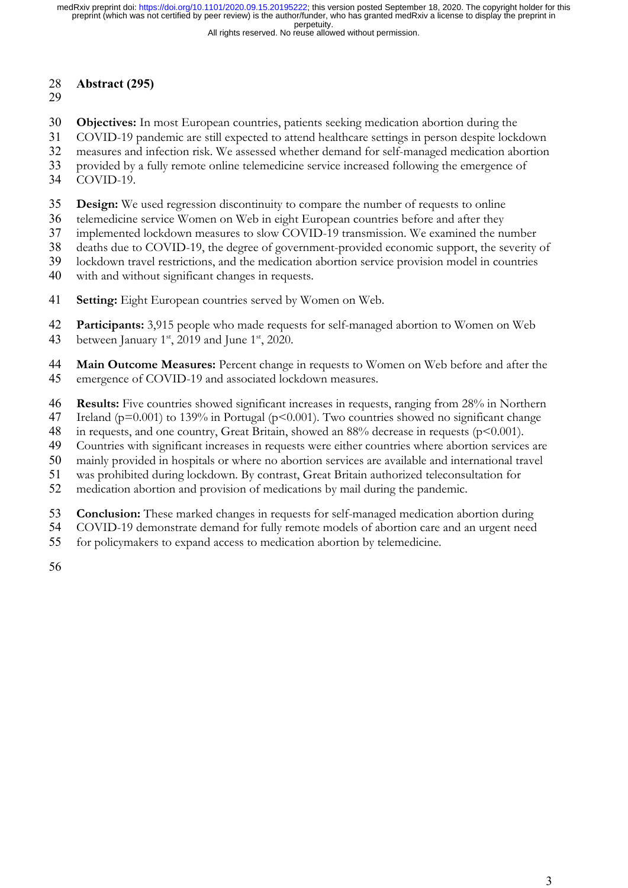## Abstract (295)

**Objectives:** In most European countries, patients seeking medication abortion during the COVID-19 pandemic are still expected to attend healthcare settings in person despite lockdown measures and infection risk. We assessed whether demand for self-managed medication abortion provided by a fully remote online telemedicine service increased following the emergence of COVID-19.

**Design:** We used regression discontinuity to compare the number of requests to online telemedicine service Women on Web in eight European countries before and after they implemented lockdown measures to slow COVID-19 transmission. We examined the number deaths due to COVID-19, the degree of government-provided economic support, the severity of lockdown travel restrictions, and the medication abortion service provision model in countries with and without significant changes in requests.

**Setting:** Eight European countries served by Women on Web.

**Participants:** 3,915 people who made requests for self-managed abortion to Women on Web between January 1st, 2019 and June 1st, 2020.

**Main Outcome Measures:** Percent change in requests to Women on Web before and after the emergence of COVID-19 and associated lockdown measures.

**Results:** Five countries showed significant increases in requests, ranging from 28% in Northern Ireland ($p=0.001$) to 139% in Portugal ($p<0.001$). Two countries showed no significant change in requests, and one country, Great Britain, showed an 88% decrease in requests ($p<0.001$). Countries with significant increases in requests were either countries where abortion services are mainly provided in hospitals or where no abortion services are available and international travel was prohibited during lockdown. By contrast, Great Britain authorized teleconsultation for medication abortion and provision of medications by mail during the pandemic.

**Conclusion:** These marked changes in requests for self-managed medication abortion during COVID-19 demonstrate demand for fully remote models of abortion care and an urgent need for policymakers to expand access to medication abortion by telemedicine.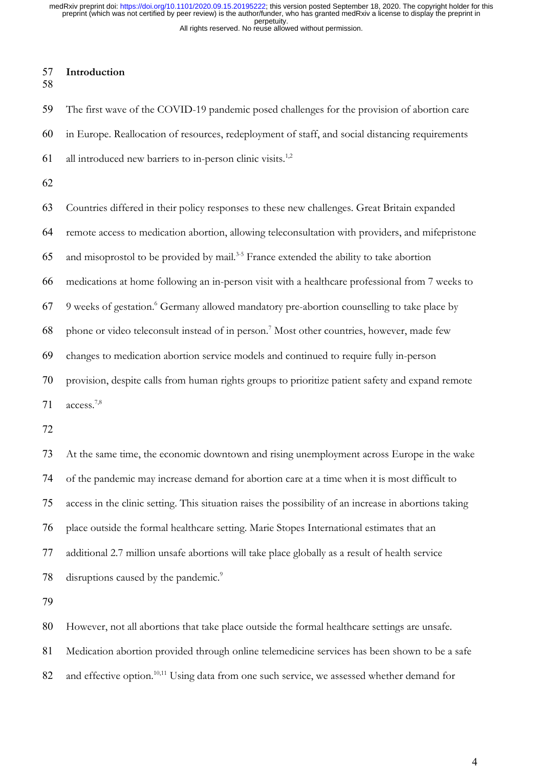## Introduction

The first wave of the COVID-19 pandemic posed challenges for the provision of abortion care in Europe. Reallocation of resources, redeployment of staff, and social distancing requirements all introduced new barriers to in-person clinic visits.[1,2]

Countries differed in their policy responses to these new challenges. Great Britain expanded remote access to medication abortion, allowing teleconsultation with providers, and mifepristone and misoprostol to be provided by mail.[3-5] France extended the ability to take abortion medications at home following an in-person visit with a healthcare professional from 7 weeks to 9 weeks of gestation.[6] Germany allowed mandatory pre-abortion counselling to take place by phone or video teleconsult instead of in person.[7] Most other countries, however, made few changes to medication abortion service models and continued to require fully in-person provision, despite calls from human rights groups to prioritize patient safety and expand remote access.[7,8]

At the same time, the economic downtown and rising unemployment across Europe in the wake of the pandemic may increase demand for abortion care at a time when it is most difficult to access in the clinic setting. This situation raises the possibility of an increase in abortions taking place outside the formal healthcare setting. Marie Stopes International estimates that an additional 2.7 million unsafe abortions will take place globally as a result of health service disruptions caused by the pandemic.[9]

However, not all abortions that take place outside the formal healthcare settings are unsafe. Medication abortion provided through online telemedicine services has been shown to be a safe and effective option.[10,11] Using data from one such service, we assessed whether demand for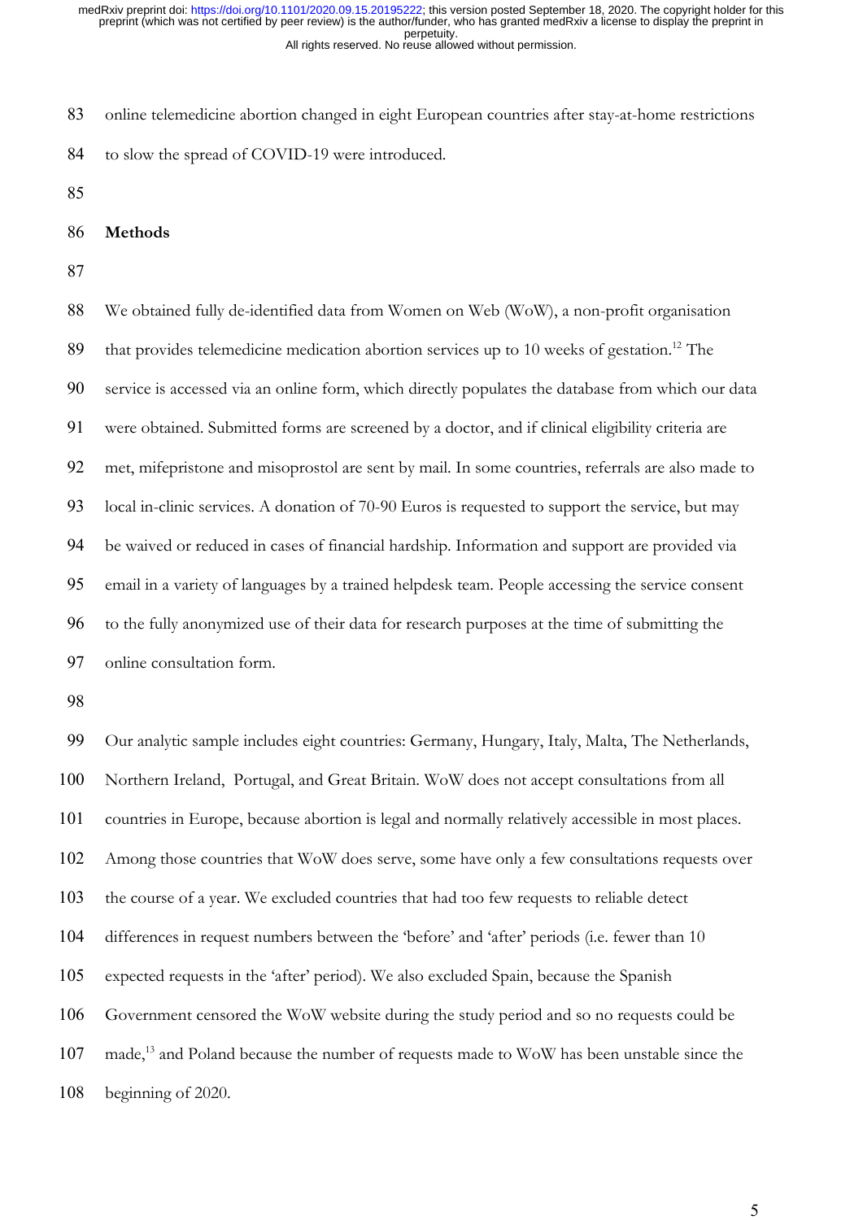online telemedicine abortion changed in eight European countries after stay-at-home restrictions to slow the spread of COVID-19 were introduced.

**Methods**

We obtained fully de-identified data from Women on Web (WoW), a non-profit organisation that provides telemedicine medication abortion services up to 10 weeks of gestation.[12] The service is accessed via an online form, which directly populates the database from which our data were obtained. Submitted forms are screened by a doctor, and if clinical eligibility criteria are met, mifepristone and misoprostol are sent by mail. In some countries, referrals are also made to local in-clinic services. A donation of 70-90 Euros is requested to support the service, but may be waived or reduced in cases of financial hardship. Information and support are provided via email in a variety of languages by a trained helpdesk team. People accessing the service consent to the fully anonymized use of their data for research purposes at the time of submitting the online consultation form.

Our analytic sample includes eight countries: Germany, Hungary, Italy, Malta, The Netherlands, Northern Ireland, Portugal, and Great Britain. WoW does not accept consultations from all countries in Europe, because abortion is legal and normally relatively accessible in most places. Among those countries that WoW does serve, some have only a few consultations requests over the course of a year. We excluded countries that had too few requests to reliable detect differences in request numbers between the 'before' and 'after' periods (i.e. fewer than 10 expected requests in the 'after' period). We also excluded Spain, because the Spanish Government censored the WoW website during the study period and so no requests could be made,[13] and Poland because the number of requests made to WoW has been unstable since the beginning of 2020.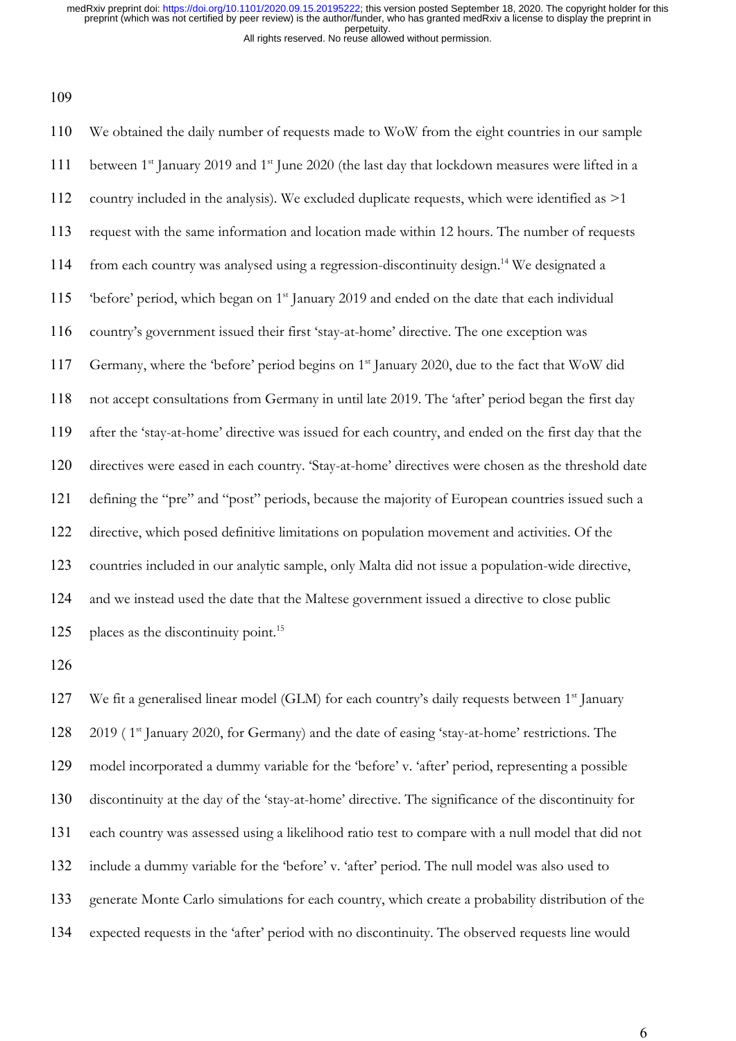We obtained the daily number of requests made to WoW from the eight countries in our sample between 1st January 2019 and 1st June 2020 (the last day that lockdown measures were lifted in a country included in the analysis). We excluded duplicate requests, which were identified as >1 request with the same information and location made within 12 hours. The number of requests from each country was analysed using a regression-discontinuity design.[14] We designated a 'before' period, which began on 1st January 2019 and ended on the date that each individual country's government issued their first 'stay-at-home' directive. The one exception was Germany, where the 'before' period begins on 1st January 2020, due to the fact that WoW did not accept consultations from Germany in until late 2019. The 'after' period began the first day after the 'stay-at-home' directive was issued for each country, and ended on the first day that the directives were eased in each country. 'Stay-at-home' directives were chosen as the threshold date defining the "pre" and "post" periods, because the majority of European countries issued such a directive, which posed definitive limitations on population movement and activities. Of the countries included in our analytic sample, only Malta did not issue a population-wide directive, and we instead used the date that the Maltese government issued a directive to close public places as the discontinuity point.[15]

We fit a generalised linear model (GLM) for each country's daily requests between 1st January 2019 ( 1st January 2020, for Germany) and the date of easing 'stay-at-home' restrictions. The model incorporated a dummy variable for the 'before' v. 'after' period, representing a possible discontinuity at the day of the 'stay-at-home' directive. The significance of the discontinuity for each country was assessed using a likelihood ratio test to compare with a null model that did not include a dummy variable for the 'before' v. 'after' period. The null model was also used to generate Monte Carlo simulations for each country, which create a probability distribution of the expected requests in the 'after' period with no discontinuity. The observed requests line would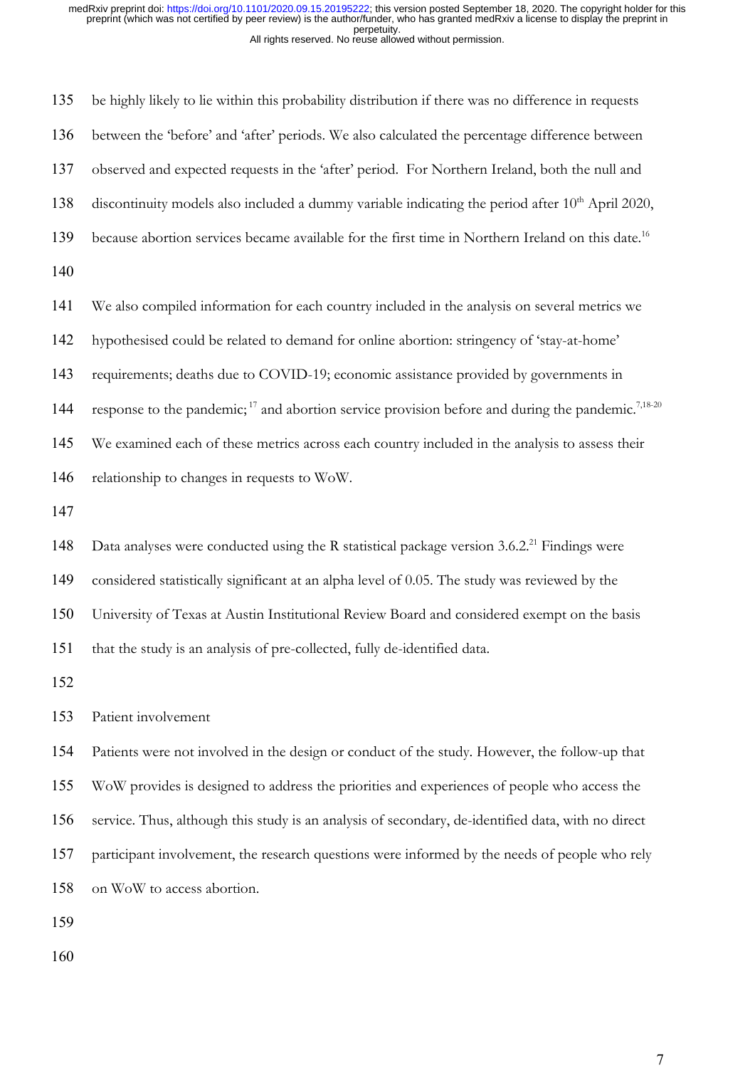be highly likely to lie within this probability distribution if there was no difference in requests between the 'before' and 'after' periods. We also calculated the percentage difference between observed and expected requests in the 'after' period. For Northern Ireland, both the null and discontinuity models also included a dummy variable indicating the period after 10th April 2020, because abortion services became available for the first time in Northern Ireland on this date.[16]

We also compiled information for each country included in the analysis on several metrics we hypothesised could be related to demand for online abortion: stringency of 'stay-at-home' requirements; deaths due to COVID-19; economic assistance provided by governments in response to the pandemic;[17] and abortion service provision before and during the pandemic.[7,18-20] We examined each of these metrics across each country included in the analysis to assess their relationship to changes in requests to WoW.

Data analyses were conducted using the R statistical package version 3.6.2.[21] Findings were considered statistically significant at an alpha level of 0.05. The study was reviewed by the University of Texas at Austin Institutional Review Board and considered exempt on the basis that the study is an analysis of pre-collected, fully de-identified data.

## Patient involvement

Patients were not involved in the design or conduct of the study. However, the follow-up that WoW provides is designed to address the priorities and experiences of people who access the service. Thus, although this study is an analysis of secondary, de-identified data, with no direct participant involvement, the research questions were informed by the needs of people who rely on WoW to access abortion.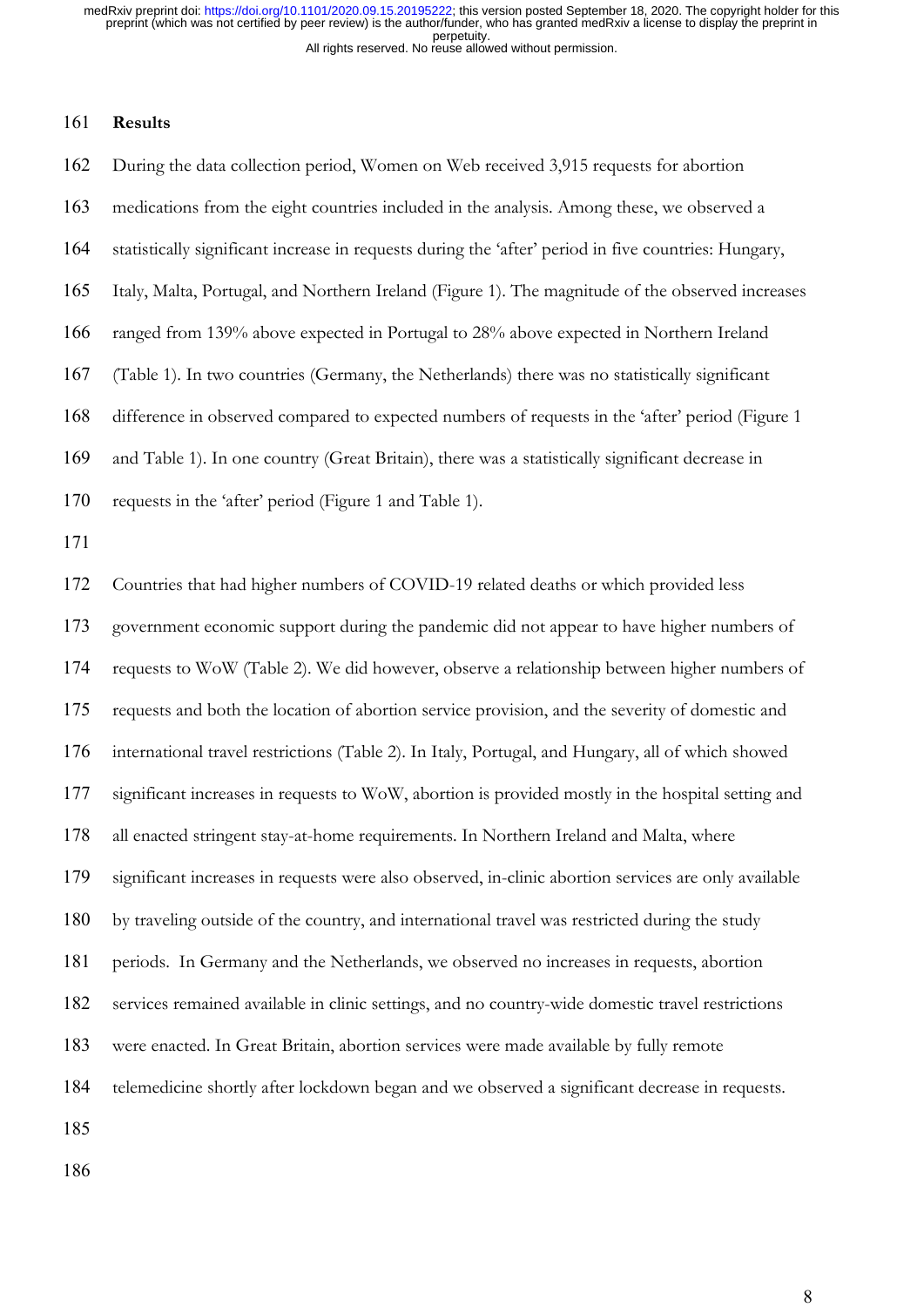## Results

During the data collection period, Women on Web received 3,915 requests for abortion medications from the eight countries included in the analysis. Among these, we observed a statistically significant increase in requests during the 'after' period in five countries: Hungary, Italy, Malta, Portugal, and Northern Ireland (Figure 1). The magnitude of the observed increases ranged from 139% above expected in Portugal to 28% above expected in Northern Ireland (Table 1). In two countries (Germany, the Netherlands) there was no statistically significant difference in observed compared to expected numbers of requests in the 'after' period (Figure 1 and Table 1). In one country (Great Britain), there was a statistically significant decrease in requests in the 'after' period (Figure 1 and Table 1).

Countries that had higher numbers of COVID-19 related deaths or which provided less government economic support during the pandemic did not appear to have higher numbers of requests to WoW (Table 2). We did however, observe a relationship between higher numbers of requests and both the location of abortion service provision, and the severity of domestic and international travel restrictions (Table 2). In Italy, Portugal, and Hungary, all of which showed significant increases in requests to WoW, abortion is provided mostly in the hospital setting and all enacted stringent stay-at-home requirements. In Northern Ireland and Malta, where significant increases in requests were also observed, in-clinic abortion services are only available by traveling outside of the country, and international travel was restricted during the study periods. In Germany and the Netherlands, we observed no increases in requests, abortion services remained available in clinic settings, and no country-wide domestic travel restrictions were enacted. In Great Britain, abortion services were made available by fully remote telemedicine shortly after lockdown began and we observed a significant decrease in requests.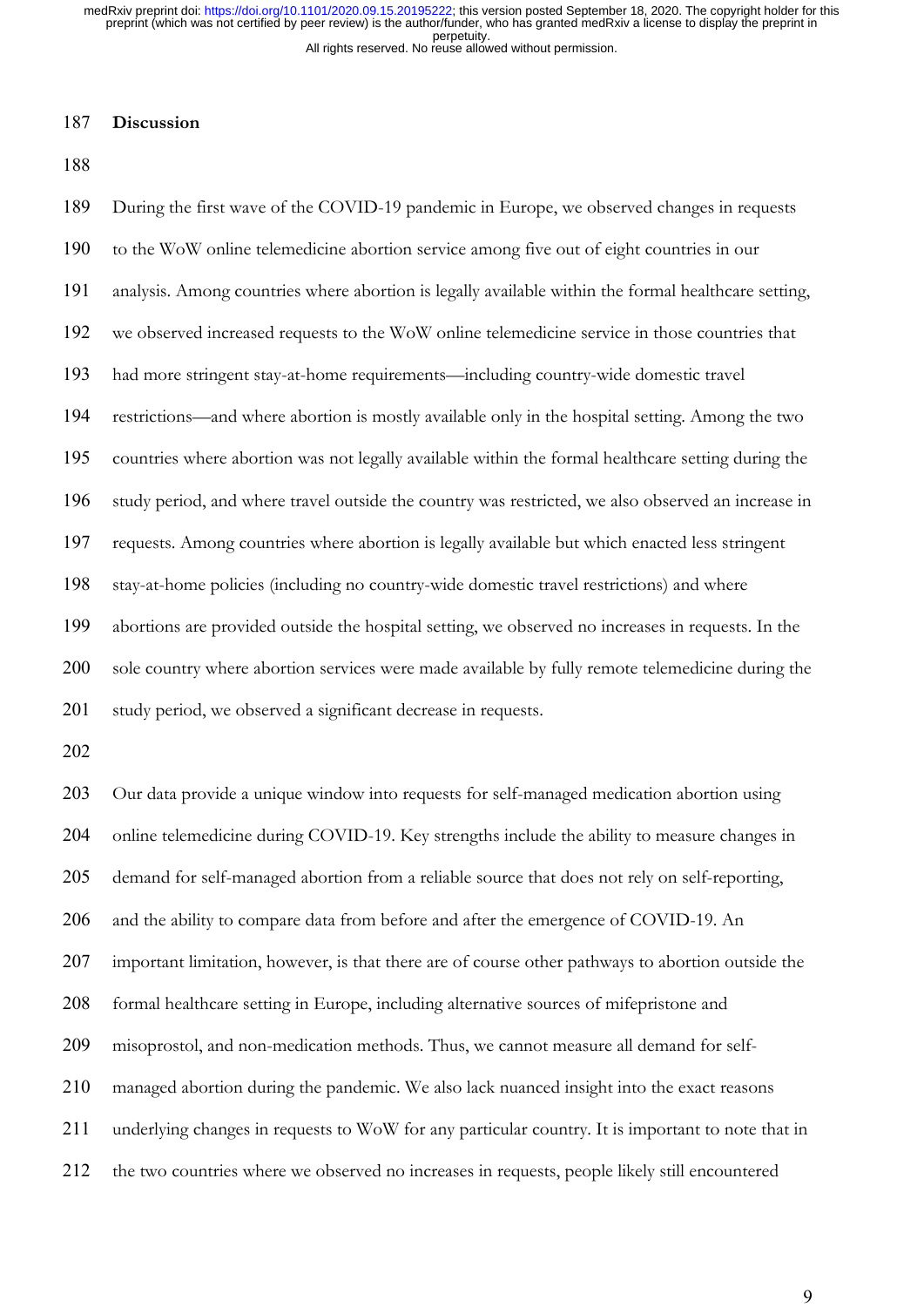## Discussion

During the first wave of the COVID-19 pandemic in Europe, we observed changes in requests to the WoW online telemedicine abortion service among five out of eight countries in our analysis. Among countries where abortion is legally available within the formal healthcare setting, we observed increased requests to the WoW online telemedicine service in those countries that had more stringent stay-at-home requirements—including country-wide domestic travel restrictions—and where abortion is mostly available only in the hospital setting. Among the two countries where abortion was not legally available within the formal healthcare setting during the study period, and where travel outside the country was restricted, we also observed an increase in requests. Among countries where abortion is legally available but which enacted less stringent stay-at-home policies (including no country-wide domestic travel restrictions) and where abortions are provided outside the hospital setting, we observed no increases in requests. In the sole country where abortion services were made available by fully remote telemedicine during the study period, we observed a significant decrease in requests.

Our data provide a unique window into requests for self-managed medication abortion using online telemedicine during COVID-19. Key strengths include the ability to measure changes in demand for self-managed abortion from a reliable source that does not rely on self-reporting, and the ability to compare data from before and after the emergence of COVID-19. An important limitation, however, is that there are of course other pathways to abortion outside the formal healthcare setting in Europe, including alternative sources of mifepristone and misoprostol, and non-medication methods. Thus, we cannot measure all demand for self-managed abortion during the pandemic. We also lack nuanced insight into the exact reasons underlying changes in requests to WoW for any particular country. It is important to note that in the two countries where we observed no increases in requests, people likely still encountered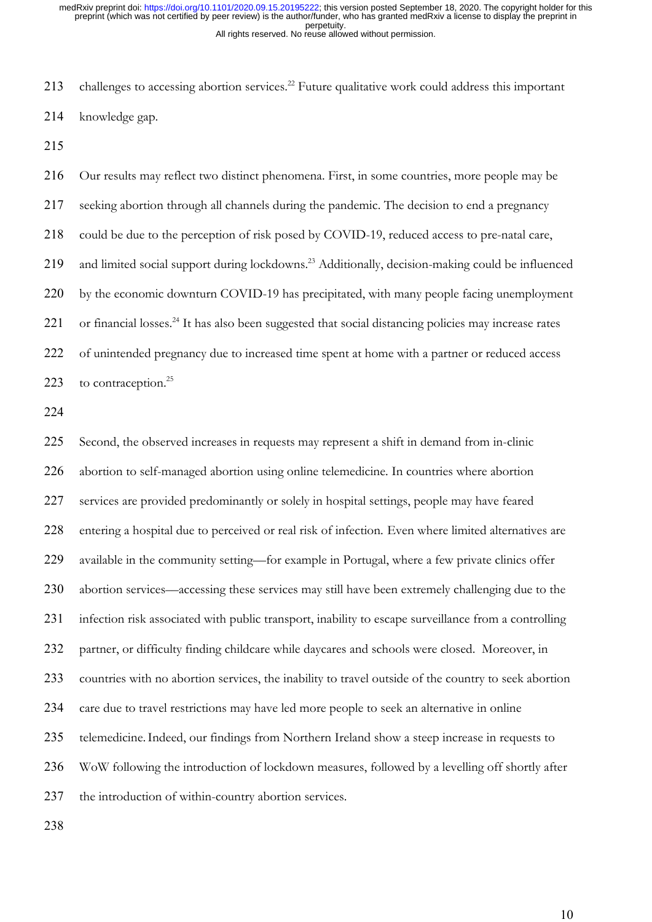challenges to accessing abortion services.[22] Future qualitative work could address this important knowledge gap.

Our results may reflect two distinct phenomena. First, in some countries, more people may be seeking abortion through all channels during the pandemic. The decision to end a pregnancy could be due to the perception of risk posed by COVID-19, reduced access to pre-natal care, and limited social support during lockdowns.[23] Additionally, decision-making could be influenced by the economic downturn COVID-19 has precipitated, with many people facing unemployment or financial losses.[24] It has also been suggested that social distancing policies may increase rates of unintended pregnancy due to increased time spent at home with a partner or reduced access to contraception.[25]

Second, the observed increases in requests may represent a shift in demand from in-clinic abortion to self-managed abortion using online telemedicine. In countries where abortion services are provided predominantly or solely in hospital settings, people may have feared entering a hospital due to perceived or real risk of infection. Even where limited alternatives are available in the community setting—for example in Portugal, where a few private clinics offer abortion services—accessing these services may still have been extremely challenging due to the infection risk associated with public transport, inability to escape surveillance from a controlling partner, or difficulty finding childcare while daycares and schools were closed. Moreover, in countries with no abortion services, the inability to travel outside of the country to seek abortion care due to travel restrictions may have led more people to seek an alternative in online telemedicine. Indeed, our findings from Northern Ireland show a steep increase in requests to WoW following the introduction of lockdown measures, followed by a levelling off shortly after the introduction of within-country abortion services.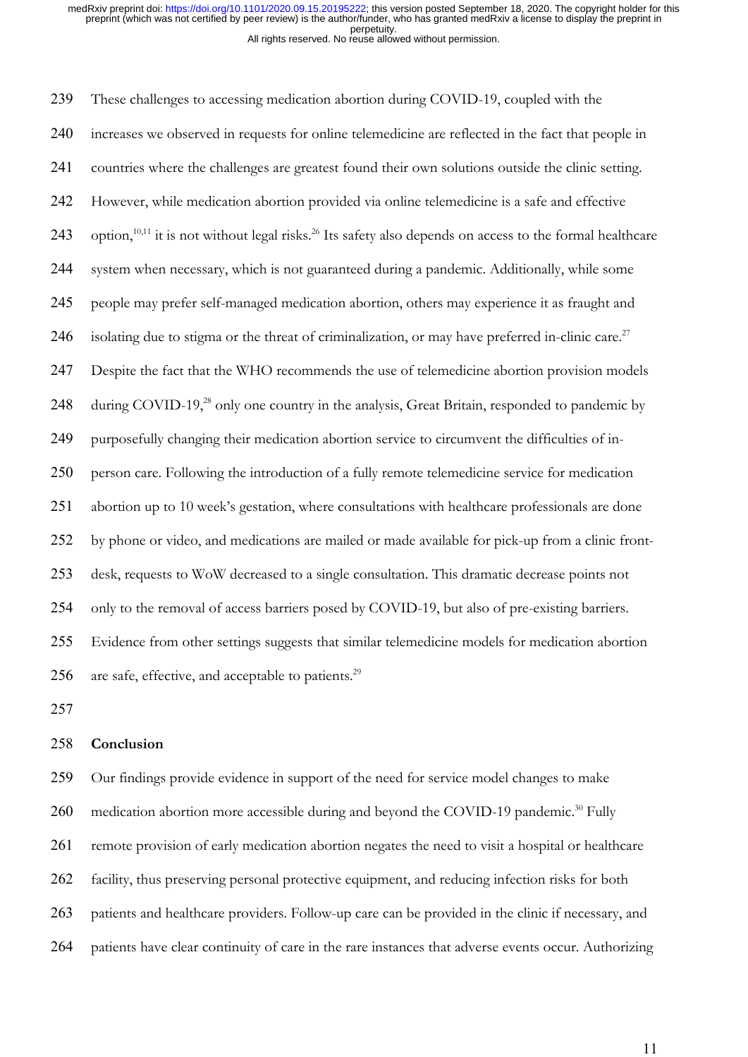These challenges to accessing medication abortion during COVID-19, coupled with the increases we observed in requests for online telemedicine are reflected in the fact that people in countries where the challenges are greatest found their own solutions outside the clinic setting. However, while medication abortion provided via online telemedicine is a safe and effective option,[10,11] it is not without legal risks.[26] Its safety also depends on access to the formal healthcare system when necessary, which is not guaranteed during a pandemic. Additionally, while some people may prefer self-managed medication abortion, others may experience it as fraught and isolating due to stigma or the threat of criminalization, or may have preferred in-clinic care.[27] Despite the fact that the WHO recommends the use of telemedicine abortion provision models during COVID-19,[28] only one country in the analysis, Great Britain, responded to pandemic by purposefully changing their medication abortion service to circumvent the difficulties of in-person care. Following the introduction of a fully remote telemedicine service for medication abortion up to 10 week's gestation, where consultations with healthcare professionals are done by phone or video, and medications are mailed or made available for pick-up from a clinic front-desk, requests to WoW decreased to a single consultation. This dramatic decrease points not only to the removal of access barriers posed by COVID-19, but also of pre-existing barriers. Evidence from other settings suggests that similar telemedicine models for medication abortion are safe, effective, and acceptable to patients.[29]

## Conclusion

Our findings provide evidence in support of the need for service model changes to make medication abortion more accessible during and beyond the COVID-19 pandemic.[30] Fully remote provision of early medication abortion negates the need to visit a hospital or healthcare facility, thus preserving personal protective equipment, and reducing infection risks for both patients and healthcare providers. Follow-up care can be provided in the clinic if necessary, and patients have clear continuity of care in the rare instances that adverse events occur. Authorizing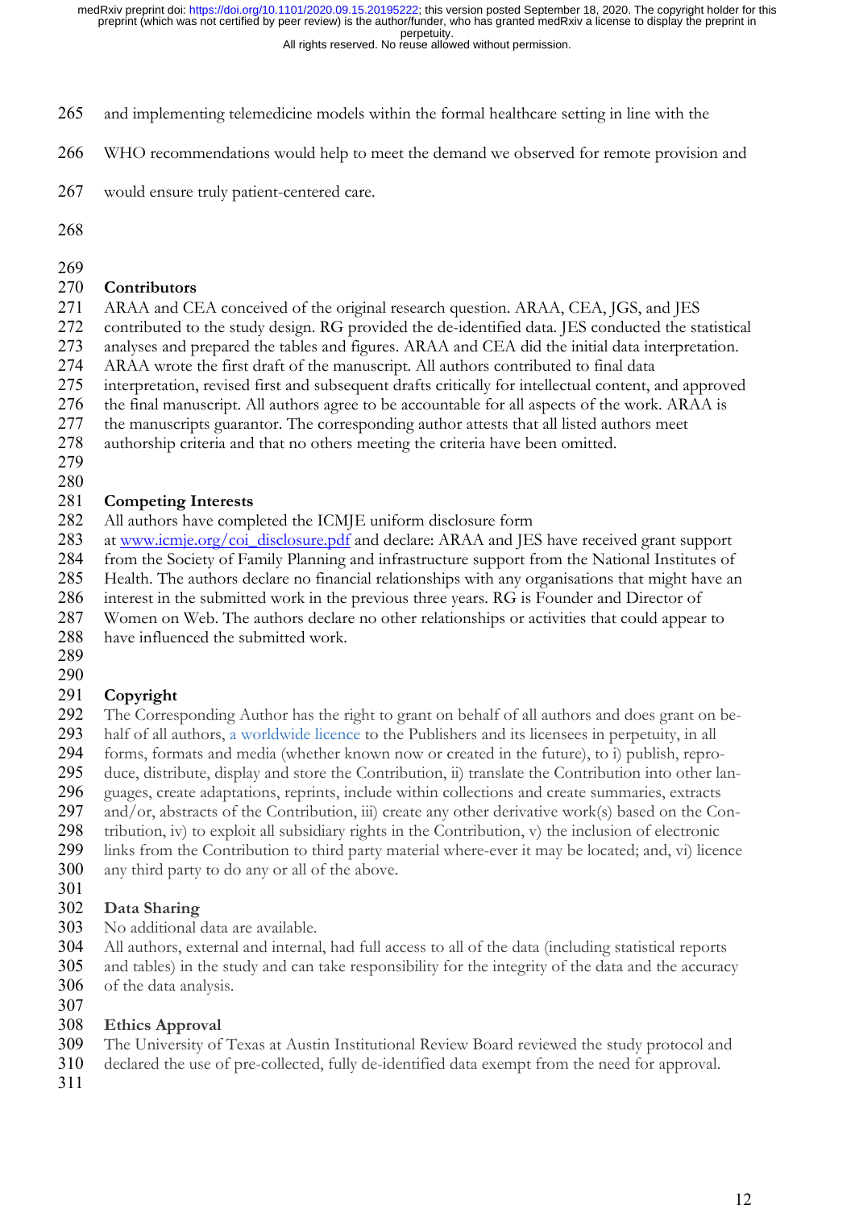and implementing telemedicine models within the formal healthcare setting in line with the WHO recommendations would help to meet the demand we observed for remote provision and would ensure truly patient-centered care.

## Contributors

ARAA and CEA conceived of the original research question. ARAA, CEA, JGS, and JES contributed to the study design. RG provided the de-identified data. JES conducted the statistical analyses and prepared the tables and figures. ARAA and CEA did the initial data interpretation. ARAA wrote the first draft of the manuscript. All authors contributed to final data interpretation, revised first and subsequent drafts critically for intellectual content, and approved the final manuscript. All authors agree to be accountable for all aspects of the work. ARAA is the manuscripts guarantor. The corresponding author attests that all listed authors meet authorship criteria and that no others meeting the criteria have been omitted.

## Competing Interests

All authors have completed the ICMJE uniform disclosure form at www.icmje.org/coi_disclosure.pdf and declare: ARAA and JES have received grant support from the Society of Family Planning and infrastructure support from the National Institutes of Health. The authors declare no financial relationships with any organisations that might have an interest in the submitted work in the previous three years. RG is Founder and Director of Women on Web. The authors declare no other relationships or activities that could appear to have influenced the submitted work.

## Copyright

The Corresponding Author has the right to grant on behalf of all authors and does grant on behalf of all authors, a worldwide licence to the Publishers and its licensees in perpetuity, in all forms, formats and media (whether known now or created in the future), to i) publish, reproduce, distribute, display and store the Contribution, ii) translate the Contribution into other languages, create adaptations, reprints, include within collections and create summaries, extracts and/or, abstracts of the Contribution, iii) create any other derivative work(s) based on the Contribution, iv) to exploit all subsidiary rights in the Contribution, v) the inclusion of electronic links from the Contribution to third party material where-ever it may be located; and, vi) licence any third party to do any or all of the above.

## Data Sharing

No additional data are available.
All authors, external and internal, had full access to all of the data (including statistical reports and tables) in the study and can take responsibility for the integrity of the data and the accuracy of the data analysis.

## Ethics Approval

The University of Texas at Austin Institutional Review Board reviewed the study protocol and declared the use of pre-collected, fully de-identified data exempt from the need for approval.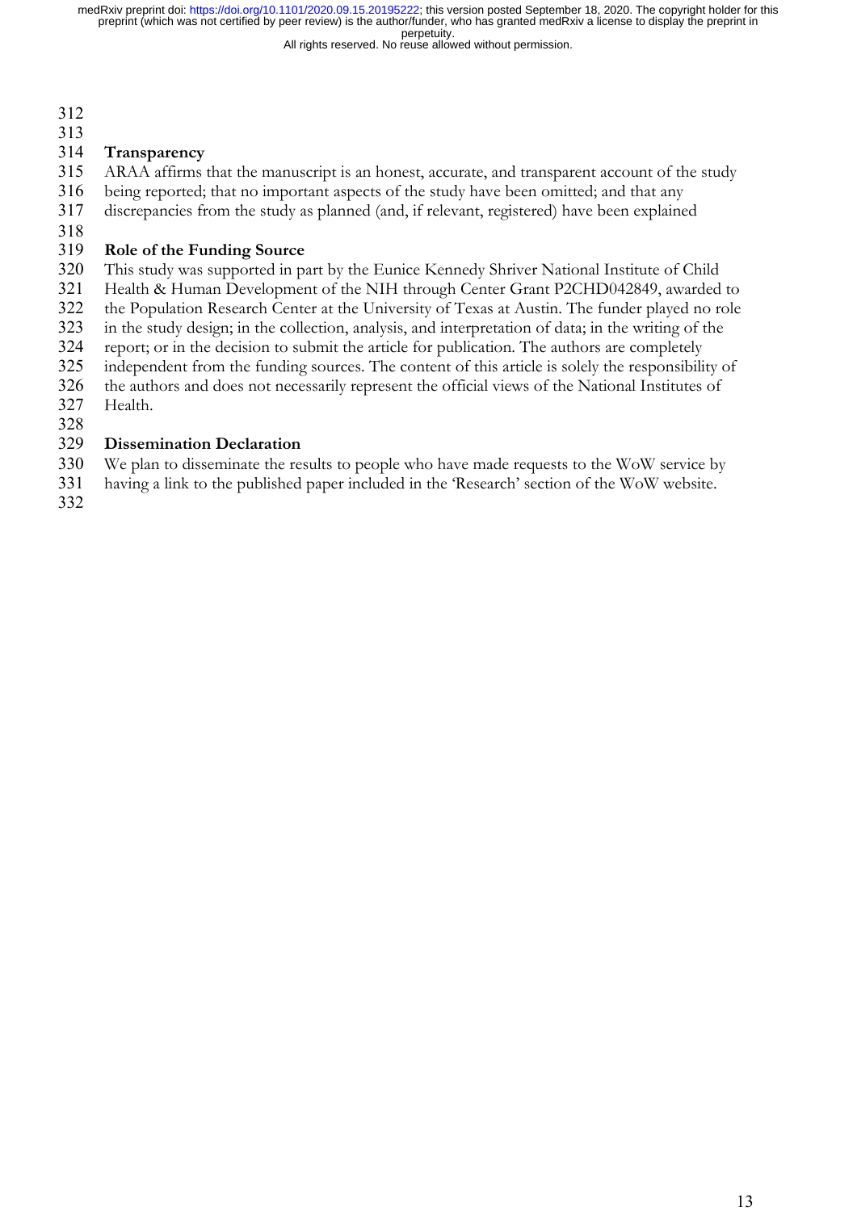## Transparency

ARAA affirms that the manuscript is an honest, accurate, and transparent account of the study being reported; that no important aspects of the study have been omitted; and that any discrepancies from the study as planned (and, if relevant, registered) have been explained

## Role of the Funding Source

This study was supported in part by the Eunice Kennedy Shriver National Institute of Child Health & Human Development of the NIH through Center Grant P2CHD042849, awarded to the Population Research Center at the University of Texas at Austin. The funder played no role in the study design; in the collection, analysis, and interpretation of data; in the writing of the report; or in the decision to submit the article for publication. The authors are completely independent from the funding sources. The content of this article is solely the responsibility of the authors and does not necessarily represent the official views of the National Institutes of Health.

## Dissemination Declaration

We plan to disseminate the results to people who have made requests to the WoW service by having a link to the published paper included in the 'Research' section of the WoW website.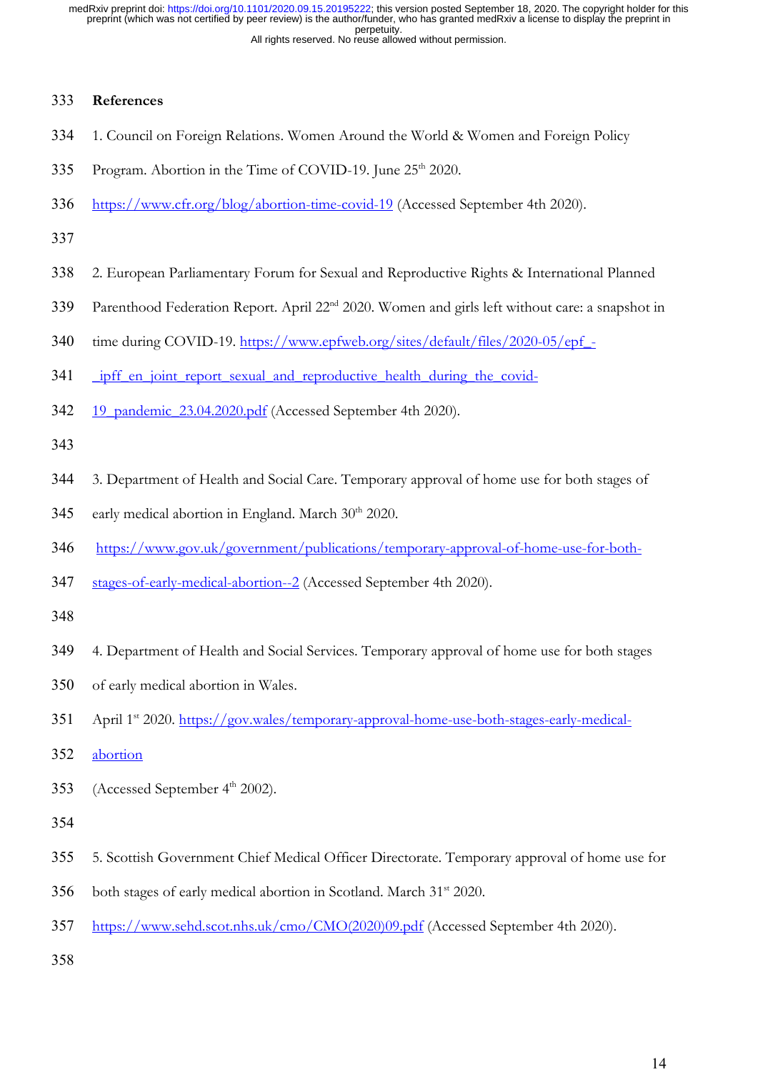**References**

1. Council on Foreign Relations. Women Around the World & Women and Foreign Policy Program. Abortion in the Time of COVID-19. June 25th 2020. https://www.cfr.org/blog/abortion-time-covid-19 (Accessed September 4th 2020).

2. European Parliamentary Forum for Sexual and Reproductive Rights & International Planned Parenthood Federation Report. April 22nd 2020. Women and girls left without care: a snapshot in time during COVID-19. https://www.epfweb.org/sites/default/files/2020-05/epf_-_ipff_en_joint_report_sexual_and_reproductive_health_during_the_covid-19_pandemic_23.04.2020.pdf (Accessed September 4th 2020).

3. Department of Health and Social Care. Temporary approval of home use for both stages of early medical abortion in England. March 30th 2020. https://www.gov.uk/government/publications/temporary-approval-of-home-use-for-both-stages-of-early-medical-abortion--2 (Accessed September 4th 2020).

4. Department of Health and Social Services. Temporary approval of home use for both stages of early medical abortion in Wales. April 1st 2020. https://gov.wales/temporary-approval-home-use-both-stages-early-medical-abortion (Accessed September 4th 2002).

5. Scottish Government Chief Medical Officer Directorate. Temporary approval of home use for both stages of early medical abortion in Scotland. March 31st 2020. https://www.sehd.scot.nhs.uk/cmo/CMO(2020)09.pdf (Accessed September 4th 2020).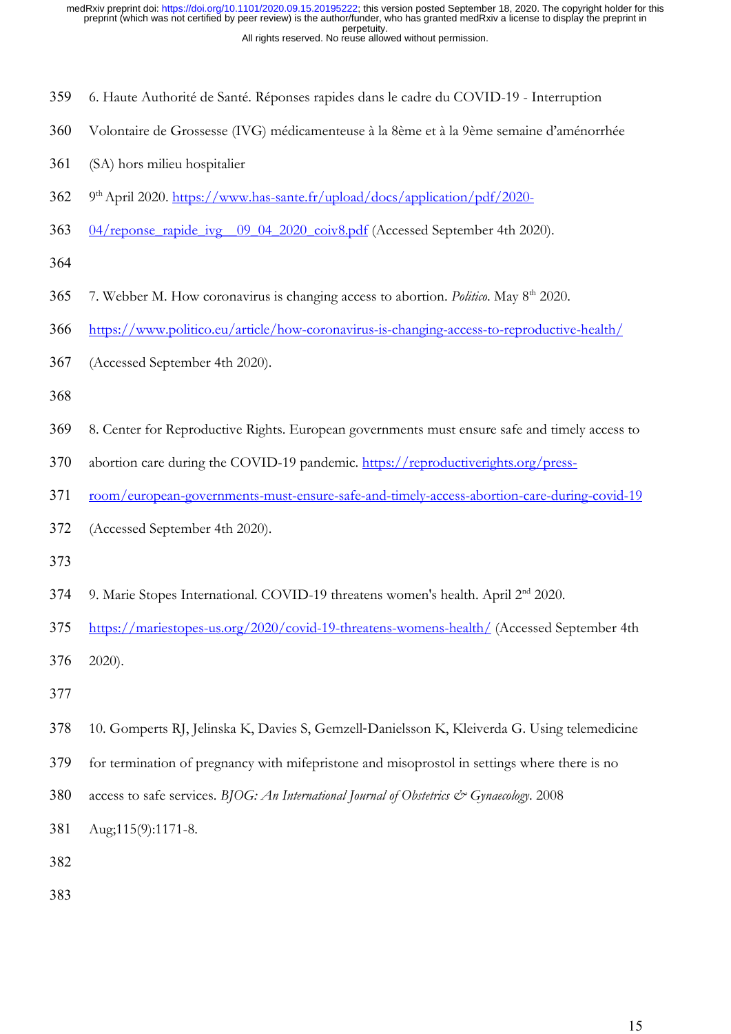6. Haute Authorité de Santé. Réponses rapides dans le cadre du COVID-19 - Interruption Volontaire de Grossesse (IVG) médicamenteuse à la 8ème et à la 9ème semaine d'aménorrhée (SA) hors milieu hospitalier

9th April 2020. https://www.has-sante.fr/upload/docs/application/pdf/2020-04/reponse_rapide_ivg__09_04_2020_coiv8.pdf (Accessed September 4th 2020).

7. Webber M. How coronavirus is changing access to abortion. *Politico*. May 8th 2020. https://www.politico.eu/article/how-coronavirus-is-changing-access-to-reproductive-health/ (Accessed September 4th 2020).

8. Center for Reproductive Rights. European governments must ensure safe and timely access to abortion care during the COVID-19 pandemic. https://reproductiverights.org/press-room/european-governments-must-ensure-safe-and-timely-access-abortion-care-during-covid-19 (Accessed September 4th 2020).

9. Marie Stopes International. COVID-19 threatens women's health. April 2nd 2020. https://mariestopes-us.org/2020/covid-19-threatens-womens-health/ (Accessed September 4th 2020).

10. Gomperts RJ, Jelinska K, Davies S, Gemzell-Danielsson K, Kleiverda G. Using telemedicine for termination of pregnancy with mifepristone and misoprostol in settings where there is no access to safe services. *BJOG: An International Journal of Obstetrics & Gynaecology*. 2008 Aug;115(9):1171-8.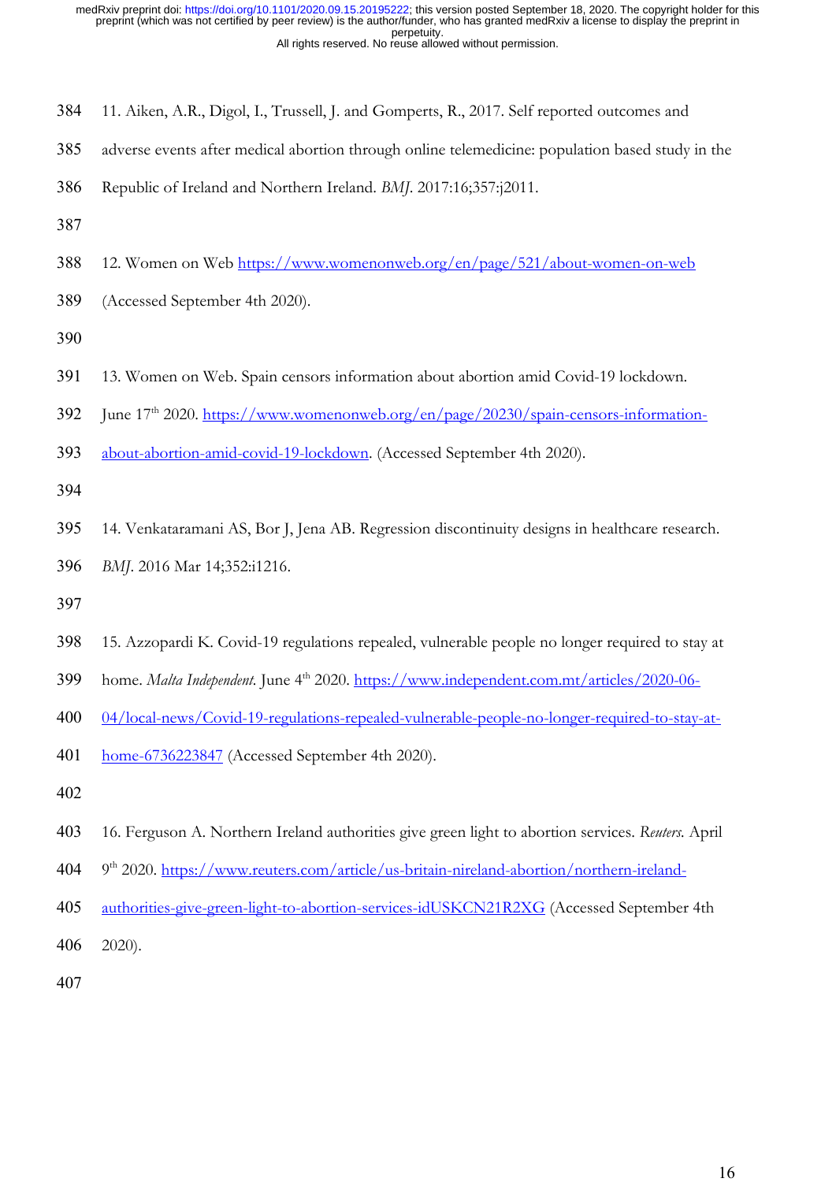11. Aiken, A.R., Digol, I., Trussell, J. and Gomperts, R., 2017. Self reported outcomes and adverse events after medical abortion through online telemedicine: population based study in the Republic of Ireland and Northern Ireland. *BMJ*. 2017:16;357:j2011.

12. Women on Web https://www.womenonweb.org/en/page/521/about-women-on-web (Accessed September 4th 2020).

13. Women on Web. Spain censors information about abortion amid Covid-19 lockdown. June 17th 2020. https://www.womenonweb.org/en/page/20230/spain-censors-information-about-abortion-amid-covid-19-lockdown. (Accessed September 4th 2020).

14. Venkataramani AS, Bor J, Jena AB. Regression discontinuity designs in healthcare research. *BMJ*. 2016 Mar 14;352:i1216.

15. Azzopardi K. Covid-19 regulations repealed, vulnerable people no longer required to stay at home. *Malta Independent.* June 4th 2020. https://www.independent.com.mt/articles/2020-06-04/local-news/Covid-19-regulations-repealed-vulnerable-people-no-longer-required-to-stay-at-home-6736223847 (Accessed September 4th 2020).

16. Ferguson A. Northern Ireland authorities give green light to abortion services. *Reuters.* April 9th 2020. https://www.reuters.com/article/us-britain-nireland-abortion/northern-ireland-authorities-give-green-light-to-abortion-services-idUSKCN21R2XG (Accessed September 4th 2020).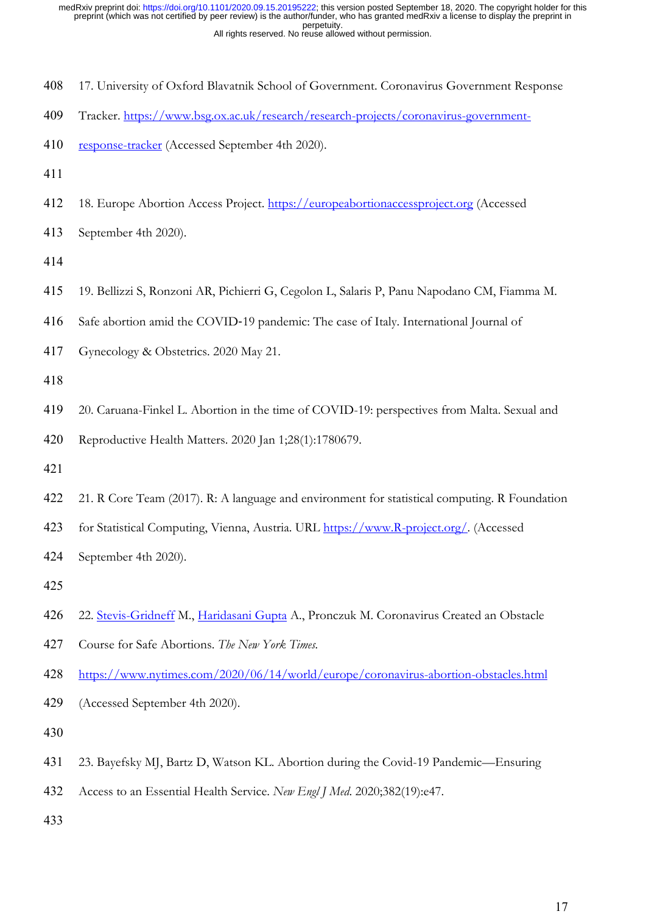17. University of Oxford Blavatnik School of Government. Coronavirus Government Response Tracker. https://www.bsg.ox.ac.uk/research/research-projects/coronavirus-government-response-tracker (Accessed September 4th 2020).

18. Europe Abortion Access Project. https://europeabortionaccessproject.org (Accessed September 4th 2020).

19. Bellizzi S, Ronzoni AR, Pichierri G, Cegolon L, Salaris P, Panu Napodano CM, Fiamma M. Safe abortion amid the COVID-19 pandemic: The case of Italy. International Journal of Gynecology & Obstetrics. 2020 May 21.

20. Caruana-Finkel L. Abortion in the time of COVID-19: perspectives from Malta. Sexual and Reproductive Health Matters. 2020 Jan 1;28(1):1780679.

21. R Core Team (2017). R: A language and environment for statistical computing. R Foundation for Statistical Computing, Vienna, Austria. URL https://www.R-project.org/. (Accessed September 4th 2020).

22. Stevis-Gridneff M., Haridasani Gupta A., Pronczuk M. Coronavirus Created an Obstacle Course for Safe Abortions. *The New York Times.* https://www.nytimes.com/2020/06/14/world/europe/coronavirus-abortion-obstacles.html (Accessed September 4th 2020).

23. Bayefsky MJ, Bartz D, Watson KL. Abortion during the Covid-19 Pandemic—Ensuring Access to an Essential Health Service. *New Engl J Med.* 2020;382(19):e47.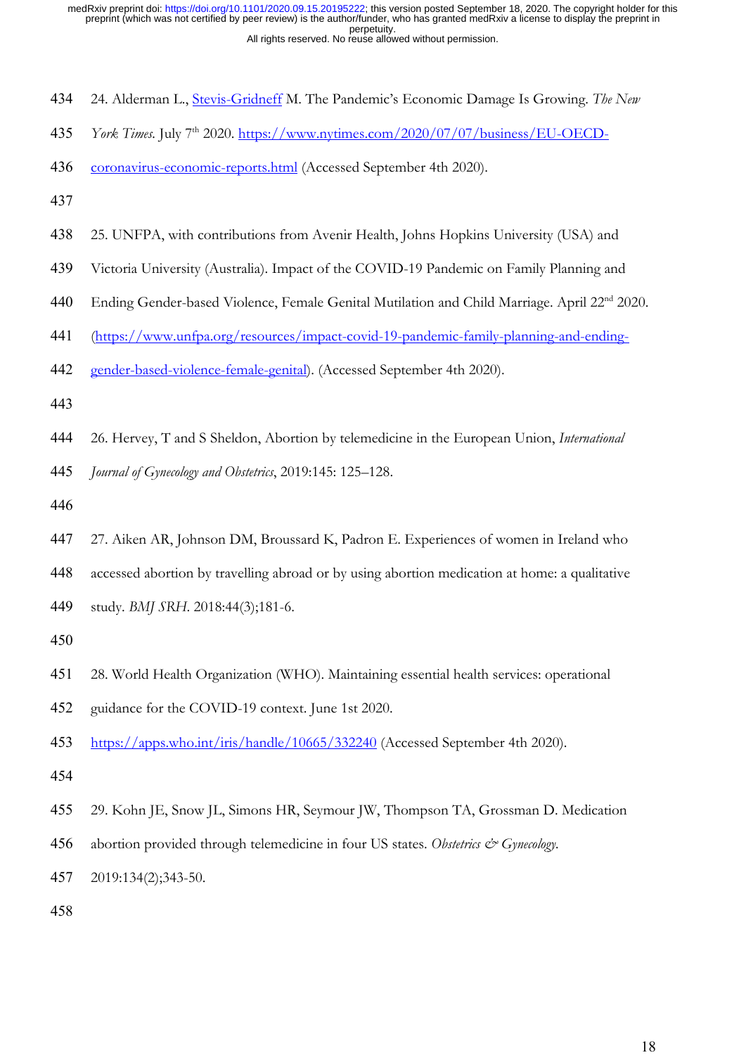24. Alderman L., Stevis-Gridneff M. The Pandemic's Economic Damage Is Growing. *The New York Times*. July 7th 2020. https://www.nytimes.com/2020/07/07/business/EU-OECD-coronavirus-economic-reports.html (Accessed September 4th 2020).

25. UNFPA, with contributions from Avenir Health, Johns Hopkins University (USA) and Victoria University (Australia). Impact of the COVID-19 Pandemic on Family Planning and Ending Gender-based Violence, Female Genital Mutilation and Child Marriage. April 22nd 2020. (https://www.unfpa.org/resources/impact-covid-19-pandemic-family-planning-and-ending-gender-based-violence-female-genital). (Accessed September 4th 2020).

26. Hervey, T and S Sheldon, Abortion by telemedicine in the European Union, *International Journal of Gynecology and Obstetrics*, 2019:145: 125–128.

27. Aiken AR, Johnson DM, Broussard K, Padron E. Experiences of women in Ireland who accessed abortion by travelling abroad or by using abortion medication at home: a qualitative study. *BMJ SRH*. 2018:44(3);181-6.

28. World Health Organization (WHO). Maintaining essential health services: operational guidance for the COVID-19 context. June 1st 2020. https://apps.who.int/iris/handle/10665/332240 (Accessed September 4th 2020).

29. Kohn JE, Snow JL, Simons HR, Seymour JW, Thompson TA, Grossman D. Medication abortion provided through telemedicine in four US states. *Obstetrics & Gynecology*. 2019:134(2);343-50.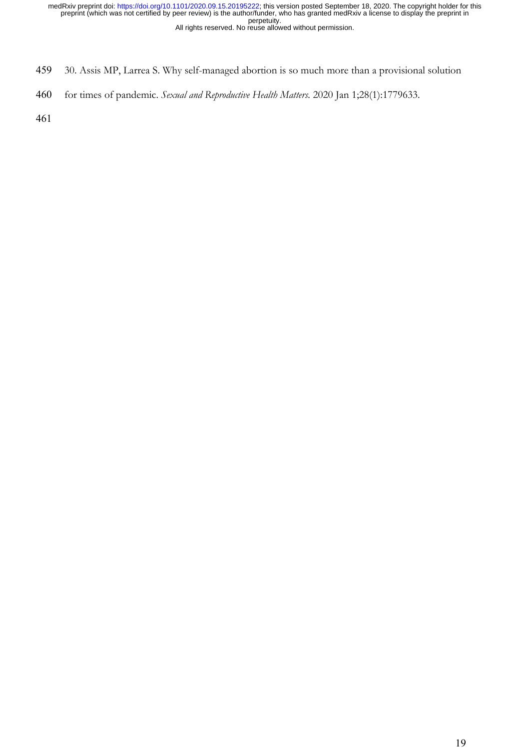30. Assis MP, Larrea S. Why self-managed abortion is so much more than a provisional solution for times of pandemic. *Sexual and Reproductive Health Matters*. 2020 Jan 1;28(1):1779633.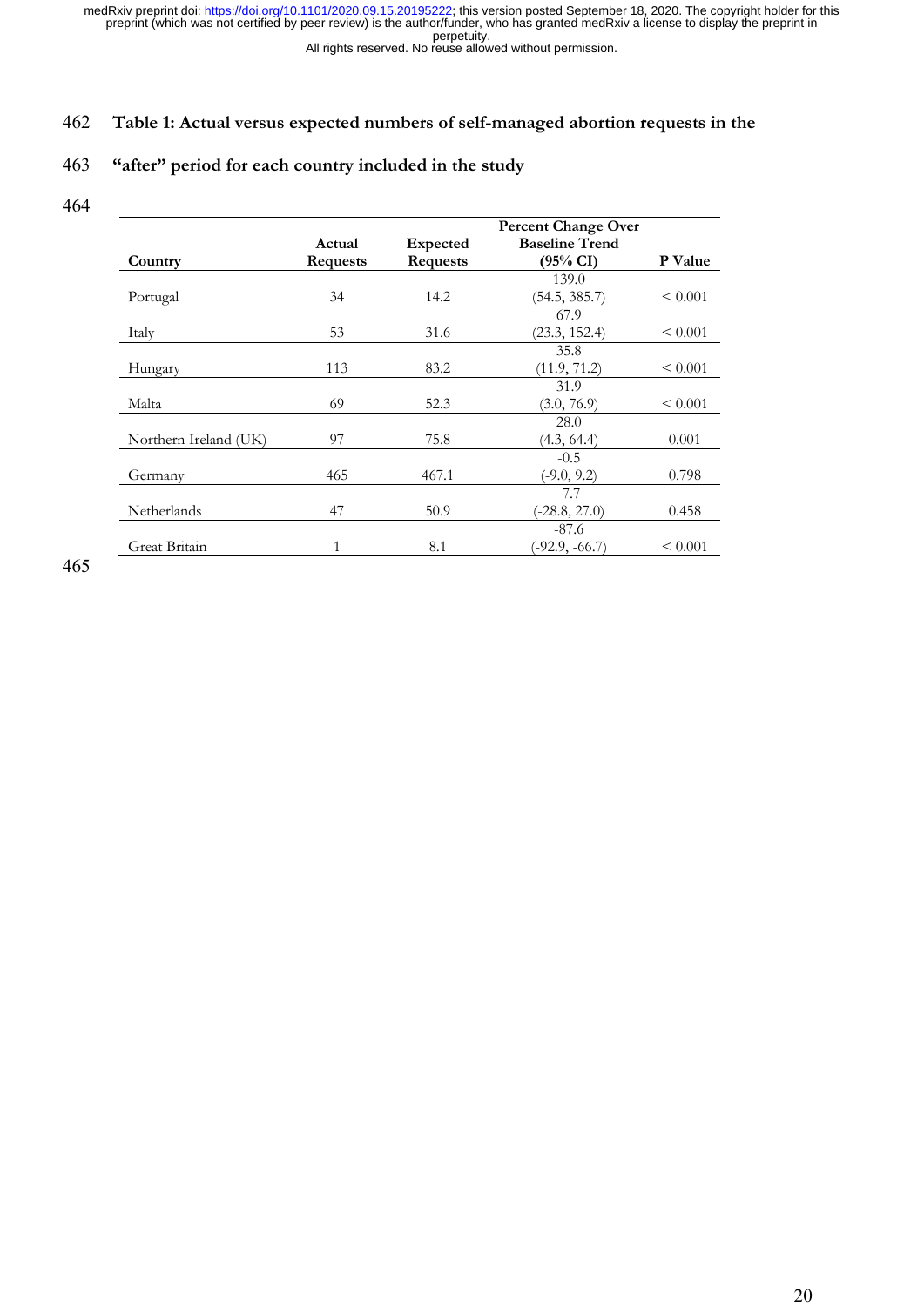**Table 1: Actual versus expected numbers of self-managed abortion requests in the "after" period for each country included in the study**

| Country | Actual Requests | Expected Requests | Percent Change Over Baseline Trend (95% CI) | P Value |
|---|---|---|---|---|
| Portugal | 34 | 14.2 | 139.0 (54.5, 385.7) | < 0.001 |
| Italy | 53 | 31.6 | 67.9 (23.3, 152.4) | < 0.001 |
| Hungary | 113 | 83.2 | 35.8 (11.9, 71.2) | < 0.001 |
| Malta | 69 | 52.3 | 31.9 (3.0, 76.9) | < 0.001 |
| Northern Ireland (UK) | 97 | 75.8 | 28.0 (4.3, 64.4) | 0.001 |
| Germany | 465 | 467.1 | -0.5 (-9.0, 9.2) | 0.798 |
| Netherlands | 47 | 50.9 | -7.7 (-28.8, 27.0) | 0.458 |
| Great Britain | 1 | 8.1 | -87.6 (-92.9, -66.7) | < 0.001 |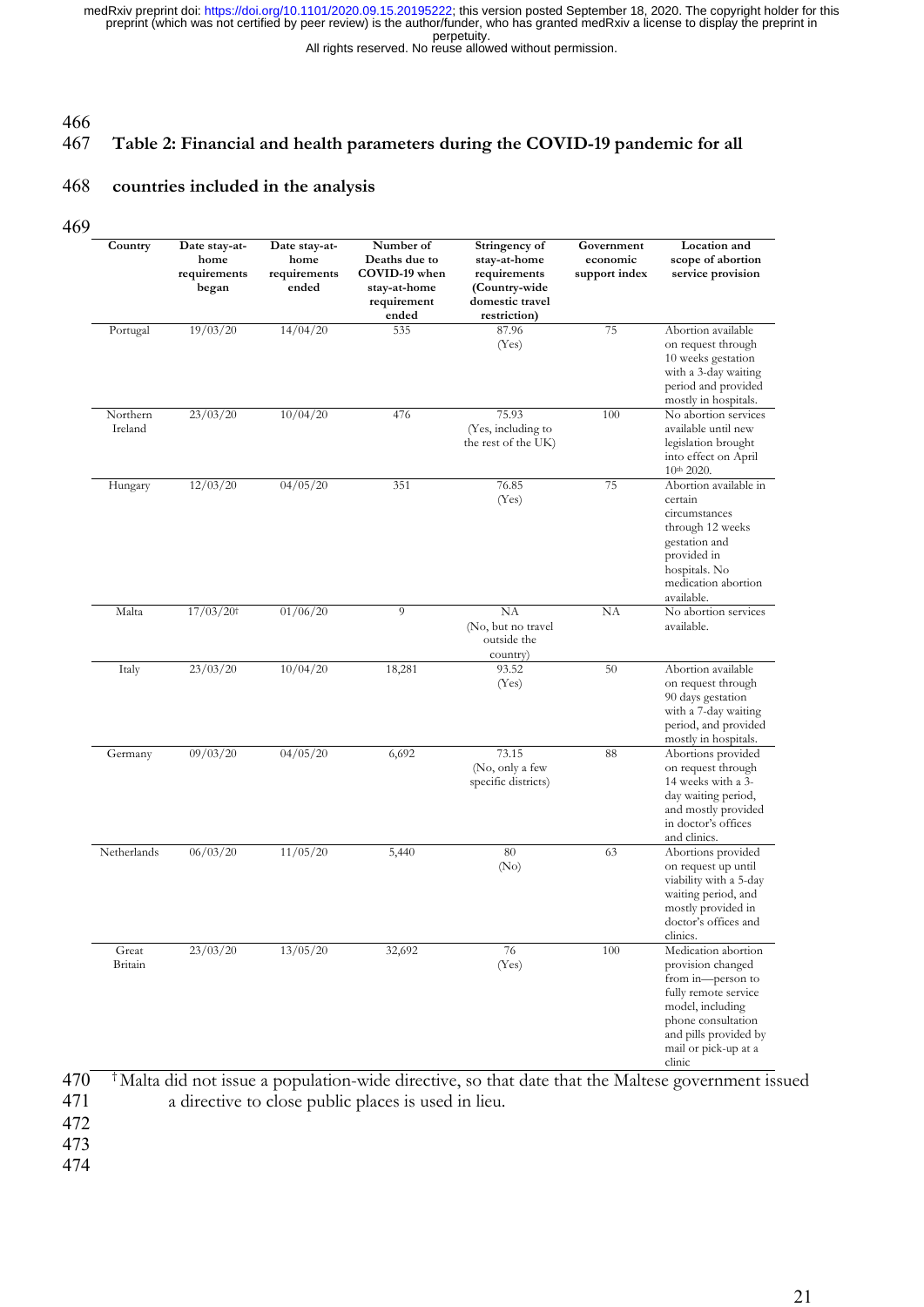**Table 2: Financial and health parameters during the COVID-19 pandemic for all countries included in the analysis**

| Country | Date stay-at-home requirements began | Date stay-at-home requirements ended | Number of Deaths due to COVID-19 when stay-at-home requirement ended | Stringency of stay-at-home requirements (Country-wide domestic travel restriction) | Government economic support index | Location and scope of abortion service provision |
|---|---|---|---|---|---|---|
| Portugal | 19/03/20 | 14/04/20 | 535 | 87.96 (Yes) | 75 | Abortion available on request through 10 weeks gestation with a 3-day waiting period and provided mostly in hospitals. |
| Northern Ireland | 23/03/20 | 10/04/20 | 476 | 75.93 (Yes, including to the rest of the UK) | 100 | No abortion services available until new legislation brought into effect on April 10th 2020. |
| Hungary | 12/03/20 | 04/05/20 | 351 | 76.85 (Yes) | 75 | Abortion available in certain circumstances through 12 weeks gestation and provided in hospitals. No medication abortion available. |
| Malta | 17/03/20† | 01/06/20 | 9 | NA (No, but no travel outside the country) | NA | No abortion services available. |
| Italy | 23/03/20 | 10/04/20 | 18,281 | 93.52 (Yes) | 50 | Abortion available on request through 90 days gestation with a 7-day waiting period, and provided mostly in hospitals. |
| Germany | 09/03/20 | 04/05/20 | 6,692 | 73.15 (No, only a few specific districts) | 88 | Abortions provided on request through 14 weeks with a 3-day waiting period, and mostly provided in doctor's offices and clinics. |
| Netherlands | 06/03/20 | 11/05/20 | 5,440 | 80 (No) | 63 | Abortions provided on request up until viability with a 5-day waiting period, and mostly provided in doctor's offices and clinics. |
| Great Britain | 23/03/20 | 13/05/20 | 32,692 | 76 (Yes) | 100 | Medication abortion provision changed from in—person to fully remote service model, including phone consultation and pills provided by mail or pick-up at a clinic |

† Malta did not issue a population-wide directive, so that date that the Maltese government issued a directive to close public places is used in lieu.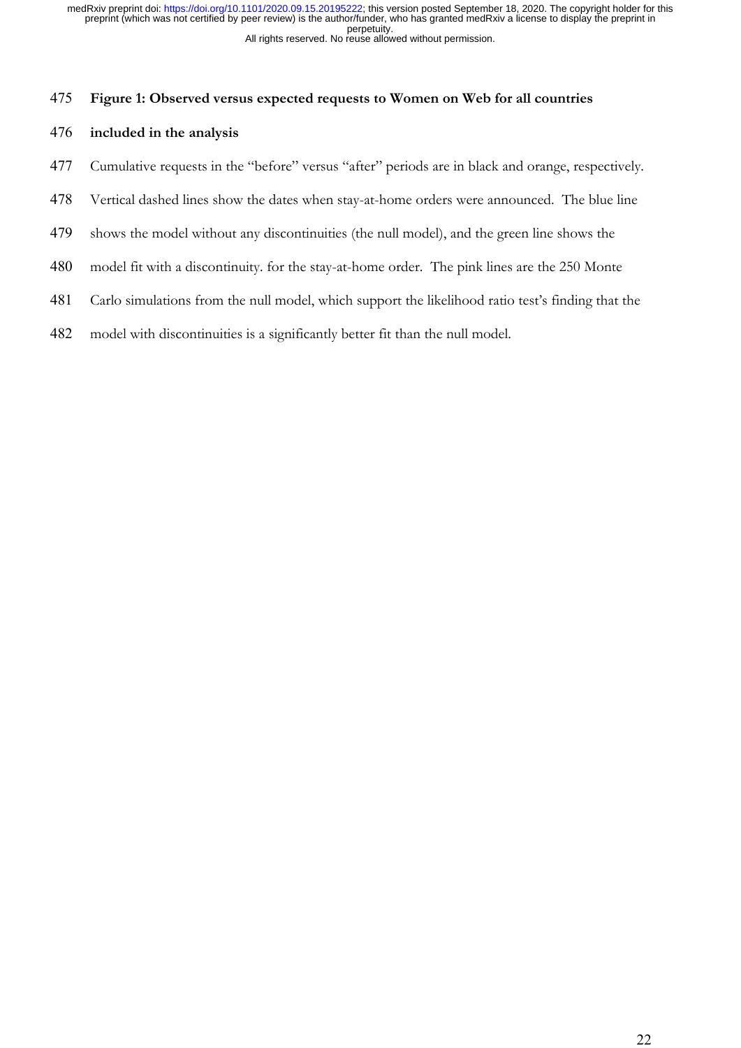**Figure 1: Observed versus expected requests to Women on Web for all countries included in the analysis**

Cumulative requests in the "before" versus "after" periods are in black and orange, respectively. Vertical dashed lines show the dates when stay-at-home orders were announced. The blue line shows the model without any discontinuities (the null model), and the green line shows the model fit with a discontinuity. for the stay-at-home order. The pink lines are the 250 Monte Carlo simulations from the null model, which support the likelihood ratio test's finding that the model with discontinuities is a significantly better fit than the null model.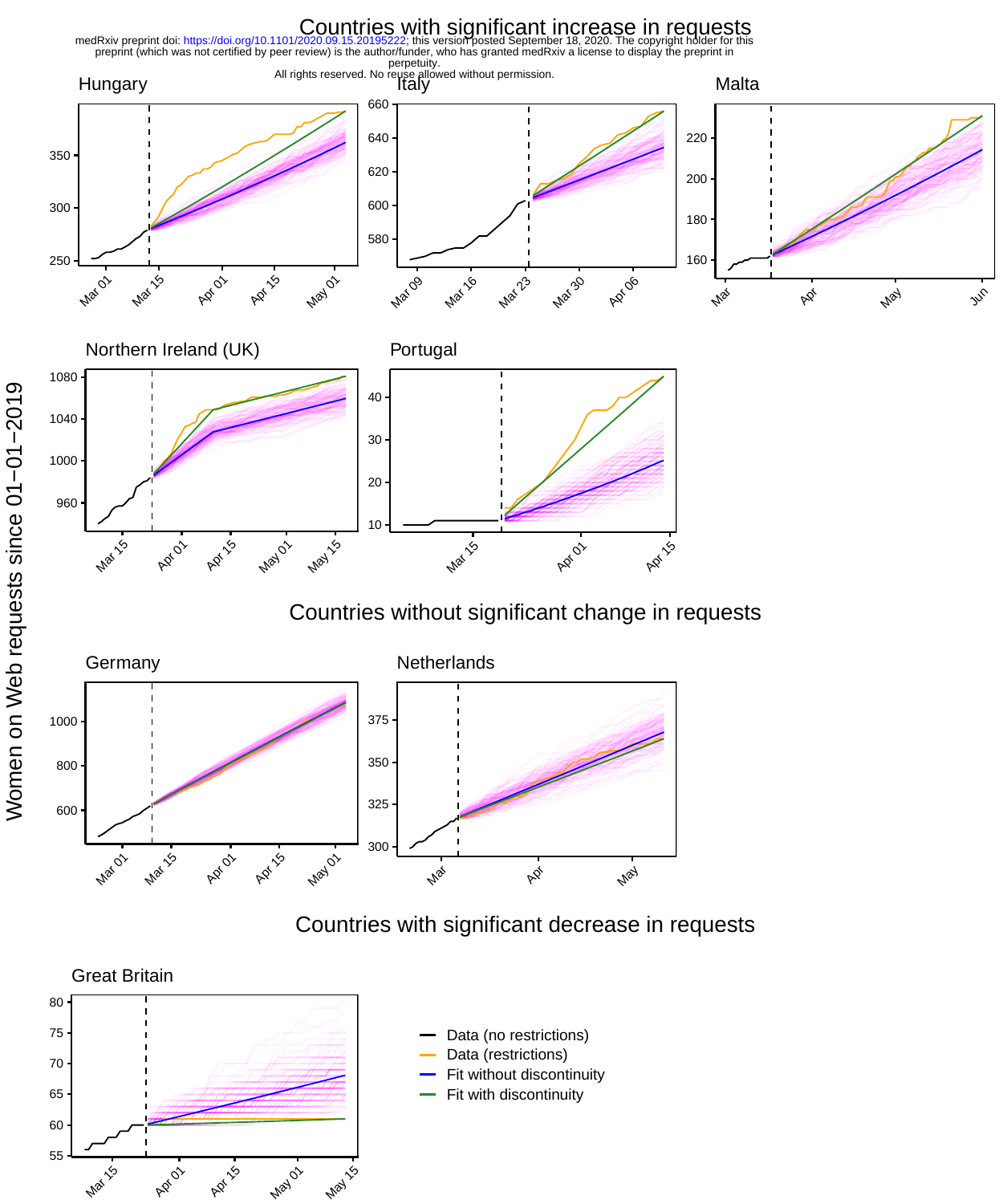medRxiv preprint doi: https://doi.org/10.1101/2020.09.15.20195222; this version posted September 18, 2020. The copyright holder for this preprint (which was not certified by peer review) is the author/funder, who has granted medRxiv a license to display the preprint in perpetuity.
All rights reserved. No reuse allowed without permission.

Countries with significant increase in requests

Hungary

Italy

Malta

Northern Ireland (UK)

Portugal

Countries without significant change in requests

Germany

Netherlands

Countries with significant decrease in requests

Great Britain

Women on Web requests since 01−01−2019

Data (no restrictions)
Data (restrictions)
Fit without discontinuity
Fit with discontinuity